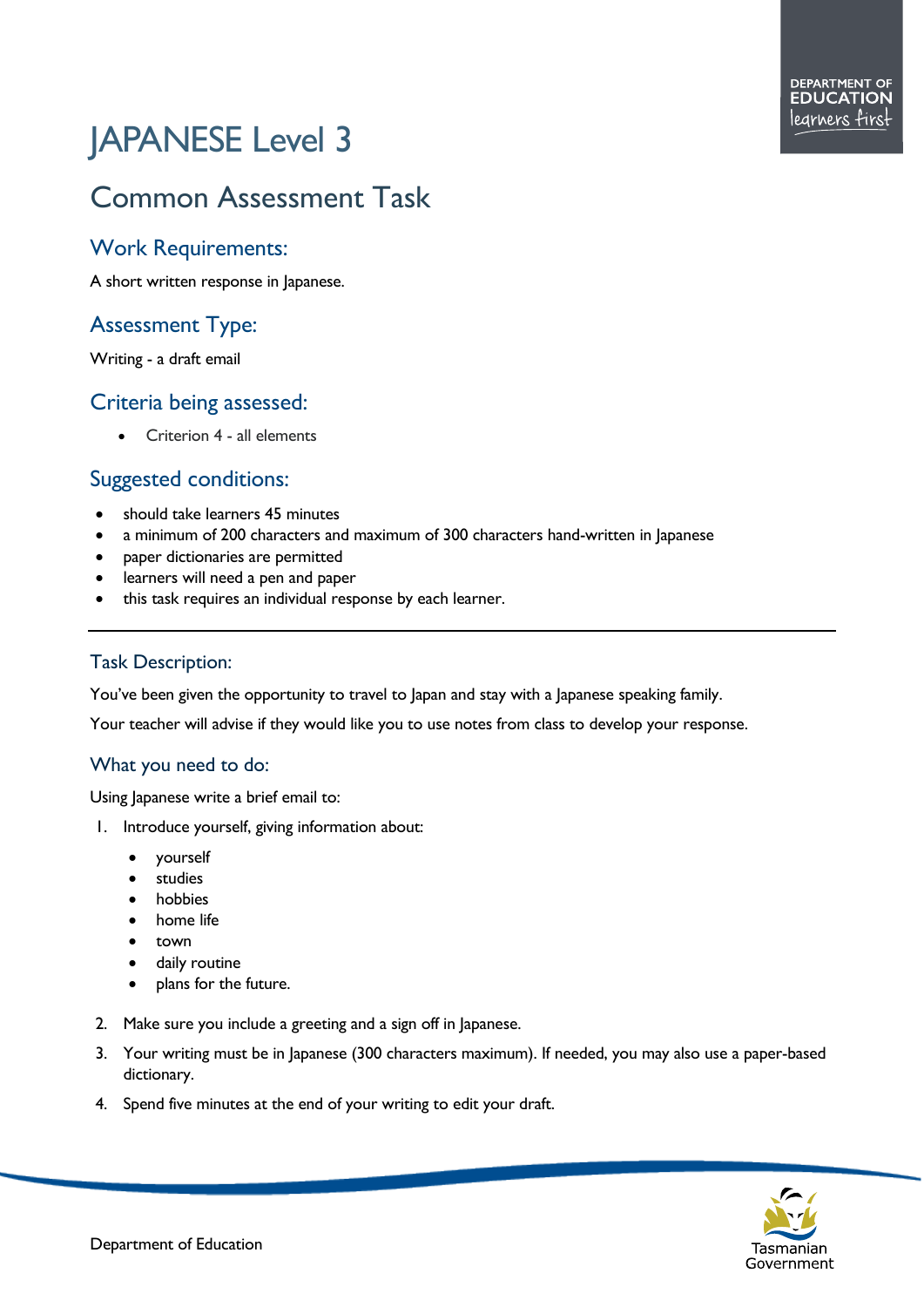# JAPANESE Level 3

## Common Assessment Task

### Work Requirements:

A short written response in Japanese.

### Assessment Type:

Writing - a draft email

### Criteria being assessed:

- Criterion 4 - all elements

### Suggested conditions:

- should take learners 45 minutes
- a minimum of 200 characters and maximum of 300 characters hand-written in Japanese
- paper dictionaries are permitted
- learners will need a pen and paper
- this task requires an individual response by each learner.

---

### Task Description:

You've been given the opportunity to travel to Japan and stay with a Japanese speaking family.

Your teacher will advise if they would like you to use notes from class to develop your response.

### What you need to do:

Using Japanese write a brief email to:

1. Introduce yourself, giving information about:
   - yourself
   - studies
   - hobbies
   - home life
   - town
   - daily routine
   - plans for the future.
2. Make sure you include a greeting and a sign off in Japanese.
3. Your writing must be in Japanese (300 characters maximum). If needed, you may also use a paper-based dictionary.
4. Spend five minutes at the end of your writing to edit your draft.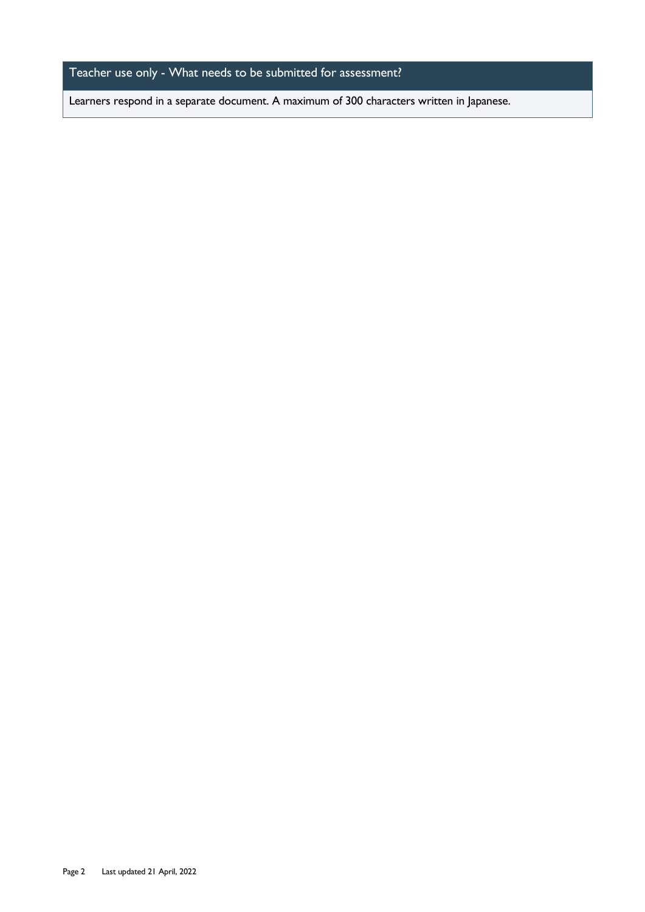| Teacher use only - What needs to be submitted for assessment? |
| --- |
| Learners respond in a separate document. A maximum of 300 characters written in Japanese. |